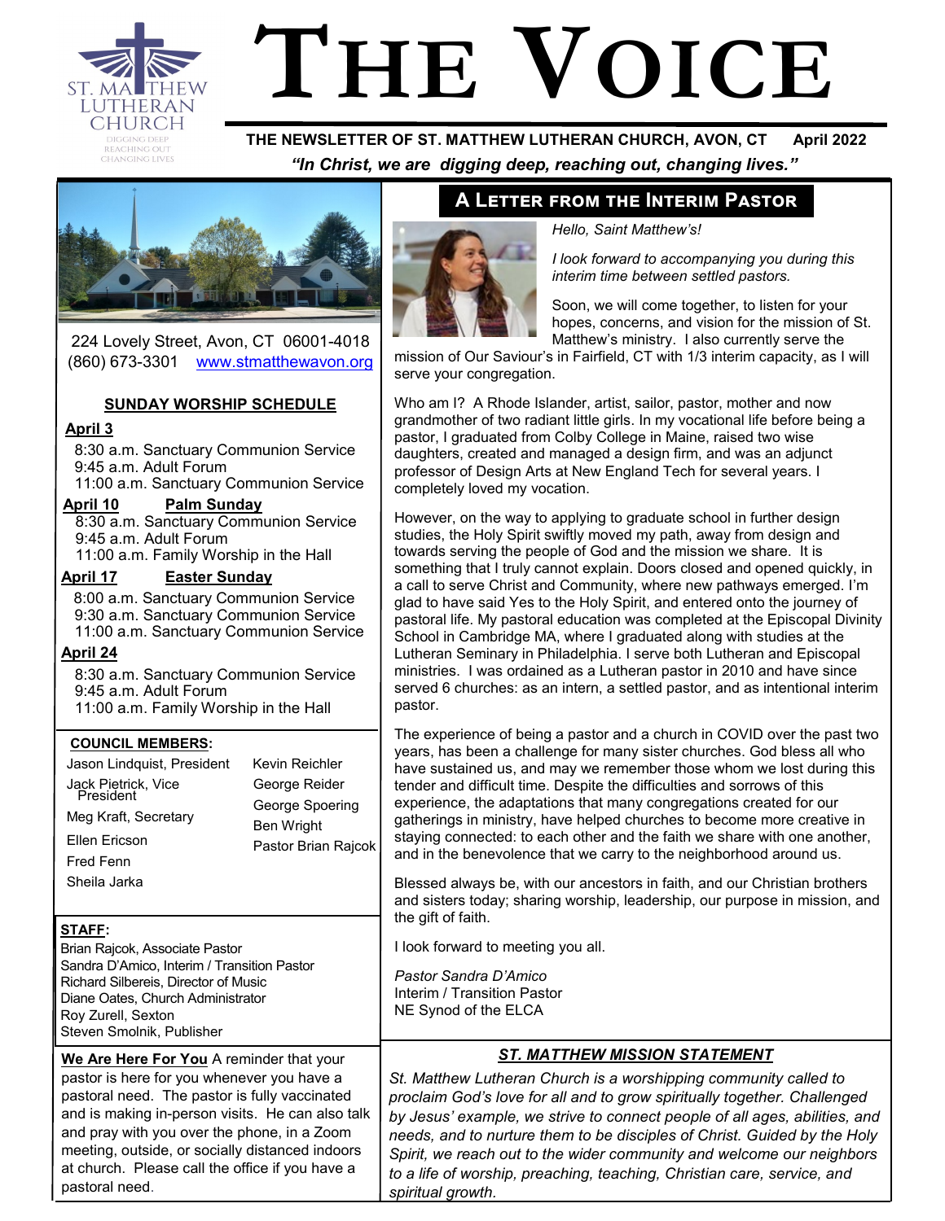# THE VOICE

**THE NEWSLETTER OF ST. MATTHEW LUTHERAN CHURCH, AVON, CT April 2022**

***"In Christ, we are digging deep, reaching out, changing lives."***

224 Lovely Street, Avon, CT 06001-4018
(860) 673-3301 www.stmatthewavon.org

## SUNDAY WORSHIP SCHEDULE

**April 3**
8:30 a.m. Sanctuary Communion Service
9:45 a.m. Adult Forum
11:00 a.m. Sanctuary Communion Service

**April 10 Palm Sunday**
8:30 a.m. Sanctuary Communion Service
9:45 a.m. Adult Forum
11:00 a.m. Family Worship in the Hall

**April 17 Easter Sunday**
8:00 a.m. Sanctuary Communion Service
9:30 a.m. Sanctuary Communion Service
11:00 a.m. Sanctuary Communion Service

**April 24**
8:30 a.m. Sanctuary Communion Service
9:45 a.m. Adult Forum
11:00 a.m. Family Worship in the Hall

**COUNCIL MEMBERS:**

Jason Lindquist, President
Jack Pietrick, Vice President
Meg Kraft, Secretary
Ellen Ericson
Fred Fenn
Sheila Jarka
Kevin Reichler
George Reider
George Spoering
Ben Wright
Pastor Brian Rajcok

**STAFF:**

Brian Rajcok, Associate Pastor
Sandra D'Amico, Interim / Transition Pastor
Richard Silbereis, Director of Music
Diane Oates, Church Administrator
Roy Zurell, Sexton
Steven Smolnik, Publisher

**We Are Here For You** A reminder that your pastor is here for you whenever you have a pastoral need. The pastor is fully vaccinated and is making in-person visits. He can also talk and pray with you over the phone, in a Zoom meeting, outside, or socially distanced indoors at church. Please call the office if you have a pastoral need.

## A Letter from the Interim Pastor

*Hello, Saint Matthew's!*

*I look forward to accompanying you during this interim time between settled pastors.*

Soon, we will come together, to listen for your hopes, concerns, and vision for the mission of St. Matthew's ministry. I also currently serve the mission of Our Saviour's in Fairfield, CT with 1/3 interim capacity, as I will serve your congregation.

Who am I? A Rhode Islander, artist, sailor, pastor, mother and now grandmother of two radiant little girls. In my vocational life before being a pastor, I graduated from Colby College in Maine, raised two wise daughters, created and managed a design firm, and was an adjunct professor of Design Arts at New England Tech for several years. I completely loved my vocation.

However, on the way to applying to graduate school in further design studies, the Holy Spirit swiftly moved my path, away from design and towards serving the people of God and the mission we share. It is something that I truly cannot explain. Doors closed and opened quickly, in a call to serve Christ and Community, where new pathways emerged. I'm glad to have said Yes to the Holy Spirit, and entered onto the journey of pastoral life. My pastoral education was completed at the Episcopal Divinity School in Cambridge MA, where I graduated along with studies at the Lutheran Seminary in Philadelphia. I serve both Lutheran and Episcopal ministries. I was ordained as a Lutheran pastor in 2010 and have since served 6 churches: as an intern, a settled pastor, and as intentional interim pastor.

The experience of being a pastor and a church in COVID over the past two years, has been a challenge for many sister churches. God bless all who have sustained us, and may we remember those whom we lost during this tender and difficult time. Despite the difficulties and sorrows of this experience, the adaptations that many congregations created for our gatherings in ministry, have helped churches to become more creative in staying connected: to each other and the faith we share with one another, and in the benevolence that we carry to the neighborhood around us.

Blessed always be, with our ancestors in faith, and our Christian brothers and sisters today; sharing worship, leadership, our purpose in mission, and the gift of faith.

I look forward to meeting you all.

*Pastor Sandra D'Amico*
Interim / Transition Pastor
NE Synod of the ELCA

### *ST. MATTHEW MISSION STATEMENT*

*St. Matthew Lutheran Church is a worshipping community called to proclaim God's love for all and to grow spiritually together. Challenged by Jesus' example, we strive to connect people of all ages, abilities, and needs, and to nurture them to be disciples of Christ. Guided by the Holy Spirit, we reach out to the wider community and welcome our neighbors to a life of worship, preaching, teaching, Christian care, service, and spiritual growth.*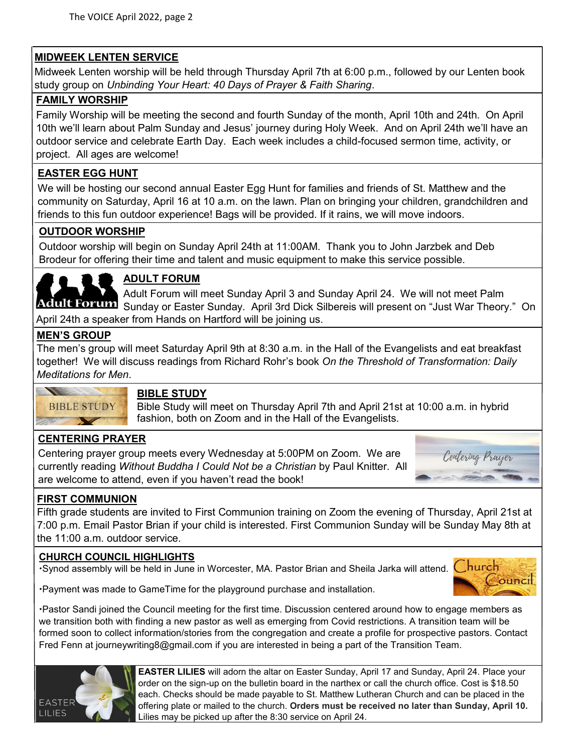## MIDWEEK LENTEN SERVICE

Midweek Lenten worship will be held through Thursday April 7th at 6:00 p.m., followed by our Lenten book study group on *Unbinding Your Heart: 40 Days of Prayer & Faith Sharing*.

## FAMILY WORSHIP

Family Worship will be meeting the second and fourth Sunday of the month, April 10th and 24th. On April 10th we'll learn about Palm Sunday and Jesus' journey during Holy Week. And on April 24th we'll have an outdoor service and celebrate Earth Day. Each week includes a child-focused sermon time, activity, or project. All ages are welcome!

## EASTER EGG HUNT

We will be hosting our second annual Easter Egg Hunt for families and friends of St. Matthew and the community on Saturday, April 16 at 10 a.m. on the lawn. Plan on bringing your children, grandchildren and friends to this fun outdoor experience! Bags will be provided. If it rains, we will move indoors.

## OUTDOOR WORSHIP

Outdoor worship will begin on Sunday April 24th at 11:00AM. Thank you to John Jarzbek and Deb Brodeur for offering their time and talent and music equipment to make this service possible.

## ADULT FORUM

Adult Forum will meet Sunday April 3 and Sunday April 24. We will not meet Palm Sunday or Easter Sunday. April 3rd Dick Silbereis will present on "Just War Theory." On April 24th a speaker from Hands on Hartford will be joining us.

## MEN'S GROUP

The men's group will meet Saturday April 9th at 8:30 a.m. in the Hall of the Evangelists and eat breakfast together! We will discuss readings from Richard Rohr's book *On the Threshold of Transformation: Daily Meditations for Men*.

## BIBLE STUDY

Bible Study will meet on Thursday April 7th and April 21st at 10:00 a.m. in hybrid fashion, both on Zoom and in the Hall of the Evangelists.

## CENTERING PRAYER

Centering prayer group meets every Wednesday at 5:00PM on Zoom. We are currently reading *Without Buddha I Could Not be a Christian* by Paul Knitter. All are welcome to attend, even if you haven't read the book!

## FIRST COMMUNION

Fifth grade students are invited to First Communion training on Zoom the evening of Thursday, April 21st at 7:00 p.m. Email Pastor Brian if your child is interested. First Communion Sunday will be Sunday May 8th at the 11:00 a.m. outdoor service.

## CHURCH COUNCIL HIGHLIGHTS

- Synod assembly will be held in June in Worcester, MA. Pastor Brian and Sheila Jarka will attend.
- Payment was made to GameTime for the playground purchase and installation.
- Pastor Sandi joined the Council meeting for the first time. Discussion centered around how to engage members as we transition both with finding a new pastor as well as emerging from Covid restrictions. A transition team will be formed soon to collect information/stories from the congregation and create a profile for prospective pastors. Contact Fred Fenn at journeywriting8@gmail.com if you are interested in being a part of the Transition Team.

**EASTER LILIES** will adorn the altar on Easter Sunday, April 17 and Sunday, April 24. Place your order on the sign-up on the bulletin board in the narthex or call the church office. Cost is $18.50 each. Checks should be made payable to St. Matthew Lutheran Church and can be placed in the offering plate or mailed to the church. **Orders must be received no later than Sunday, April 10.** Lilies may be picked up after the 8:30 service on April 24.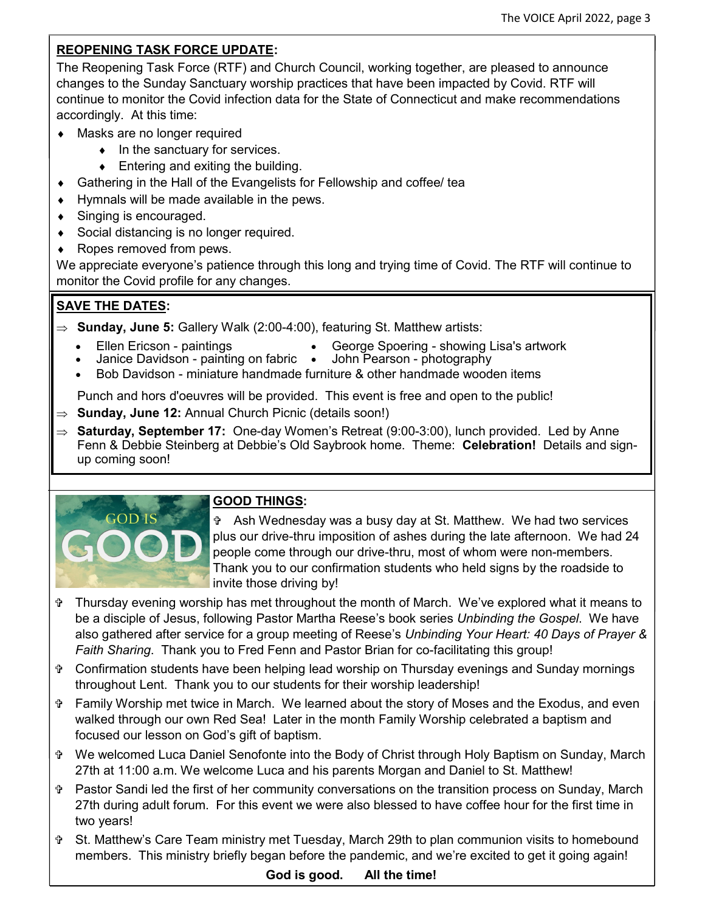## REOPENING TASK FORCE UPDATE:

The Reopening Task Force (RTF) and Church Council, working together, are pleased to announce changes to the Sunday Sanctuary worship practices that have been impacted by Covid. RTF will continue to monitor the Covid infection data for the State of Connecticut and make recommendations accordingly. At this time:

- Masks are no longer required
    - In the sanctuary for services.
    - Entering and exiting the building.
- Gathering in the Hall of the Evangelists for Fellowship and coffee/ tea
- Hymnals will be made available in the pews.
- Singing is encouraged.
- Social distancing is no longer required.
- Ropes removed from pews.

We appreciate everyone's patience through this long and trying time of Covid. The RTF will continue to monitor the Covid profile for any changes.

## SAVE THE DATES:

⇒ **Sunday, June 5:** Gallery Walk (2:00-4:00), featuring St. Matthew artists:

- Ellen Ericson - paintings
- George Spoering - showing Lisa's artwork
- Janice Davidson - painting on fabric
- John Pearson - photography
- Bob Davidson - miniature handmade furniture & other handmade wooden items

Punch and hors d'oeuvres will be provided. This event is free and open to the public!

⇒ **Sunday, June 12:** Annual Church Picnic (details soon!)

⇒ **Saturday, September 17:** One-day Women's Retreat (9:00-3:00), lunch provided. Led by Anne Fenn & Debbie Steinberg at Debbie's Old Saybrook home. Theme: **Celebration!** Details and sign-up coming soon!

## GOOD THINGS:

GOD IS GOOD

- Ash Wednesday was a busy day at St. Matthew. We had two services plus our drive-thru imposition of ashes during the late afternoon. We had 24 people come through our drive-thru, most of whom were non-members. Thank you to our confirmation students who held signs by the roadside to invite those driving by!
- Thursday evening worship has met throughout the month of March. We've explored what it means to be a disciple of Jesus, following Pastor Martha Reese's book series *Unbinding the Gospel*. We have also gathered after service for a group meeting of Reese's *Unbinding Your Heart: 40 Days of Prayer & Faith Sharing*. Thank you to Fred Fenn and Pastor Brian for co-facilitating this group!
- Confirmation students have been helping lead worship on Thursday evenings and Sunday mornings throughout Lent. Thank you to our students for their worship leadership!
- Family Worship met twice in March. We learned about the story of Moses and the Exodus, and even walked through our own Red Sea! Later in the month Family Worship celebrated a baptism and focused our lesson on God's gift of baptism.
- We welcomed Luca Daniel Senofonte into the Body of Christ through Holy Baptism on Sunday, March 27th at 11:00 a.m. We welcome Luca and his parents Morgan and Daniel to St. Matthew!
- Pastor Sandi led the first of her community conversations on the transition process on Sunday, March 27th during adult forum. For this event we were also blessed to have coffee hour for the first time in two years!
- St. Matthew's Care Team ministry met Tuesday, March 29th to plan communion visits to homebound members. This ministry briefly began before the pandemic, and we're excited to get it going again!

**God is good. All the time!**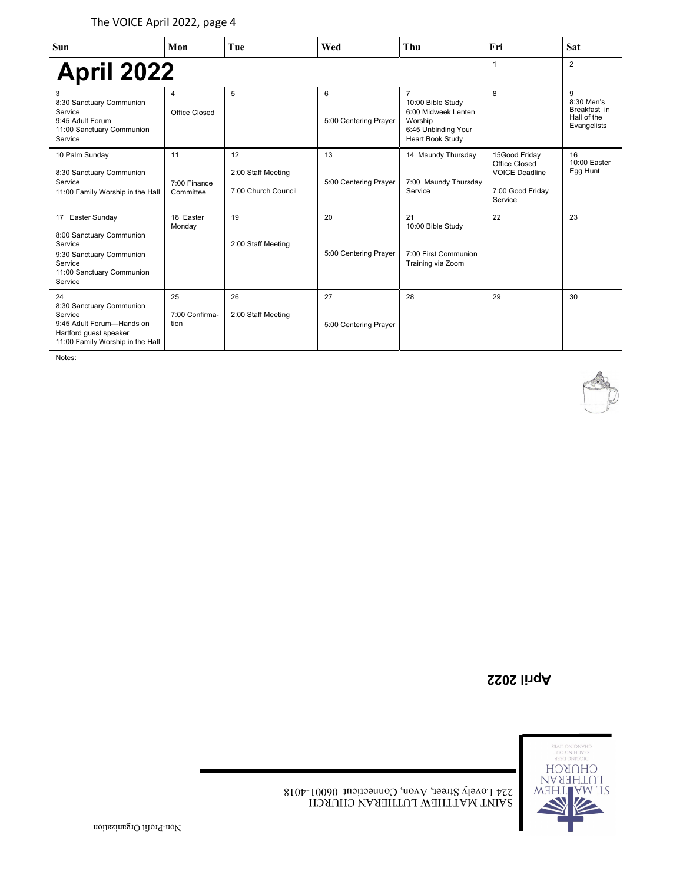| Sun | Mon | Tue | Wed | Thu | Fri | Sat |
|---|---|---|---|---|---|---|
| **April 2022** | | | | | 1 | 2 |
| 3<br>8:30 Sanctuary Communion Service<br>9:45 Adult Forum<br>11:00 Sanctuary Communion Service | 4<br>Office Closed | 5 | 6<br>5:00 Centering Prayer | 7<br>10:00 Bible Study<br>6:00 Midweek Lenten Worship<br>6:45 Unbinding Your Heart Book Study | 8 | 9<br>8:30 Men's Breakfast in Hall of the Evangelists |
| 10 Palm Sunday<br>8:30 Sanctuary Communion Service<br>11:00 Family Worship in the Hall | 11<br>7:00 Finance Committee | 12<br>2:00 Staff Meeting<br>7:00 Church Council | 13<br>5:00 Centering Prayer | 14 Maundy Thursday<br>7:00 Maundy Thursday Service | 15Good Friday<br>Office Closed<br>VOICE Deadline<br>7:00 Good Friday Service | 16<br>10:00 Easter Egg Hunt |
| 17 Easter Sunday<br>8:00 Sanctuary Communion Service<br>9:30 Sanctuary Communion Service<br>11:00 Sanctuary Communion Service | 18 Easter Monday | 19<br>2:00 Staff Meeting | 20<br>5:00 Centering Prayer | 21<br>10:00 Bible Study<br>7:00 First Communion Training via Zoom | 22 | 23 |
| 24<br>8:30 Sanctuary Communion Service<br>9:45 Adult Forum—Hands on Hartford guest speaker<br>11:00 Family Worship in the Hall | 25<br>7:00 Confirma-tion | 26<br>2:00 Staff Meeting | 27<br>5:00 Centering Prayer | 28 | 29 | 30 |

Notes:

**April 2022**

SAINT MATTHEW LUTHERAN CHURCH
224 Lovely Street, Avon, Connecticut 06001-4018

ST. MATTHEW LUTHERAN CHURCH
DIGGING DEEP
REACHING OUT
CHANGING LIVES

Non-Profit Organization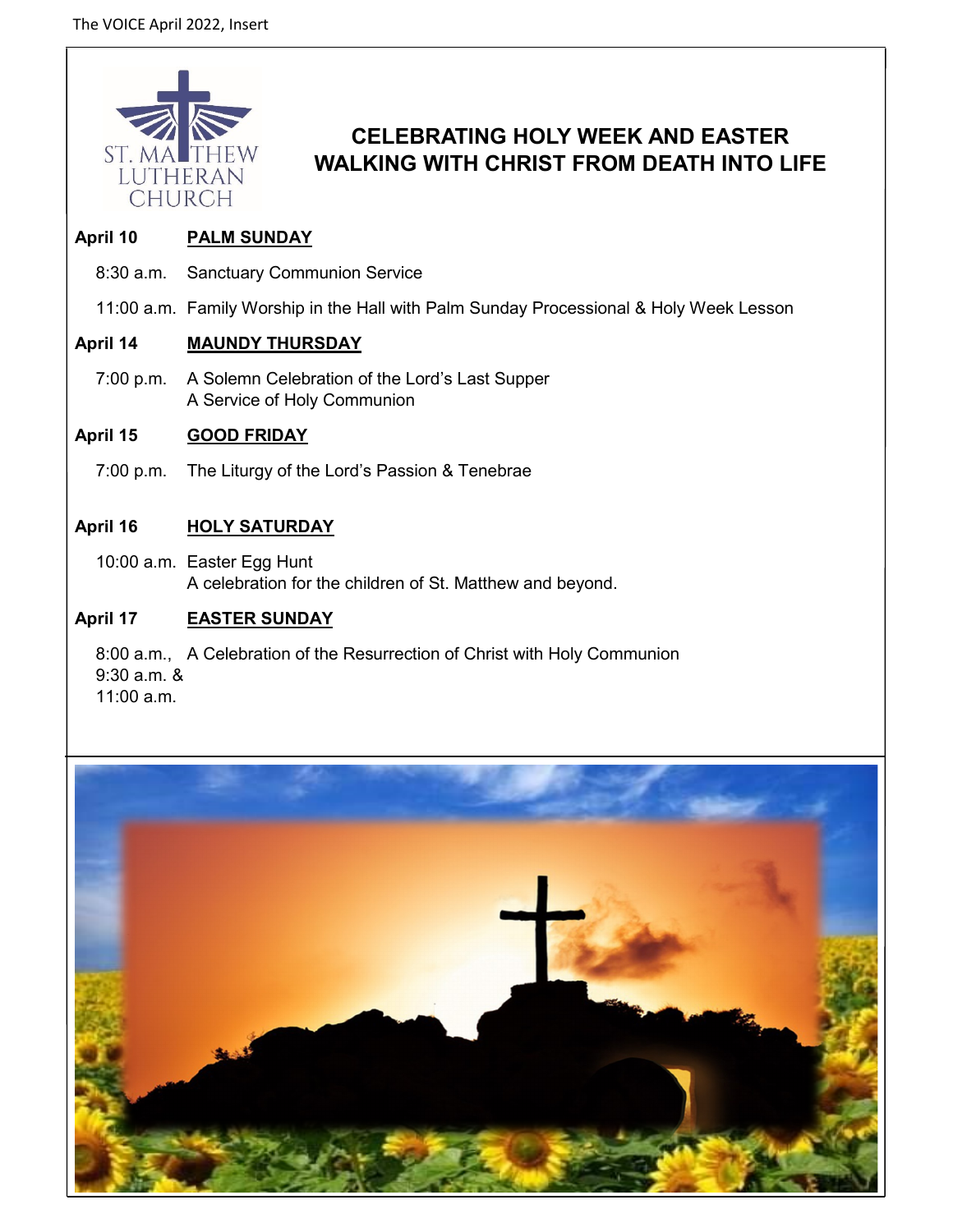The VOICE April 2022, Insert

ST. MATTHEW LUTHERAN CHURCH

# CELEBRATING HOLY WEEK AND EASTER
# WALKING WITH CHRIST FROM DEATH INTO LIFE

**April 10** **PALM SUNDAY**

8:30 a.m. Sanctuary Communion Service

11:00 a.m. Family Worship in the Hall with Palm Sunday Processional & Holy Week Lesson

**April 14** **MAUNDY THURSDAY**

7:00 p.m. A Solemn Celebration of the Lord's Last Supper
A Service of Holy Communion

**April 15** **GOOD FRIDAY**

7:00 p.m. The Liturgy of the Lord's Passion & Tenebrae

**April 16** **HOLY SATURDAY**

10:00 a.m. Easter Egg Hunt
A celebration for the children of St. Matthew and beyond.

**April 17** **EASTER SUNDAY**

8:00 a.m., 9:30 a.m. & 11:00 a.m. A Celebration of the Resurrection of Christ with Holy Communion